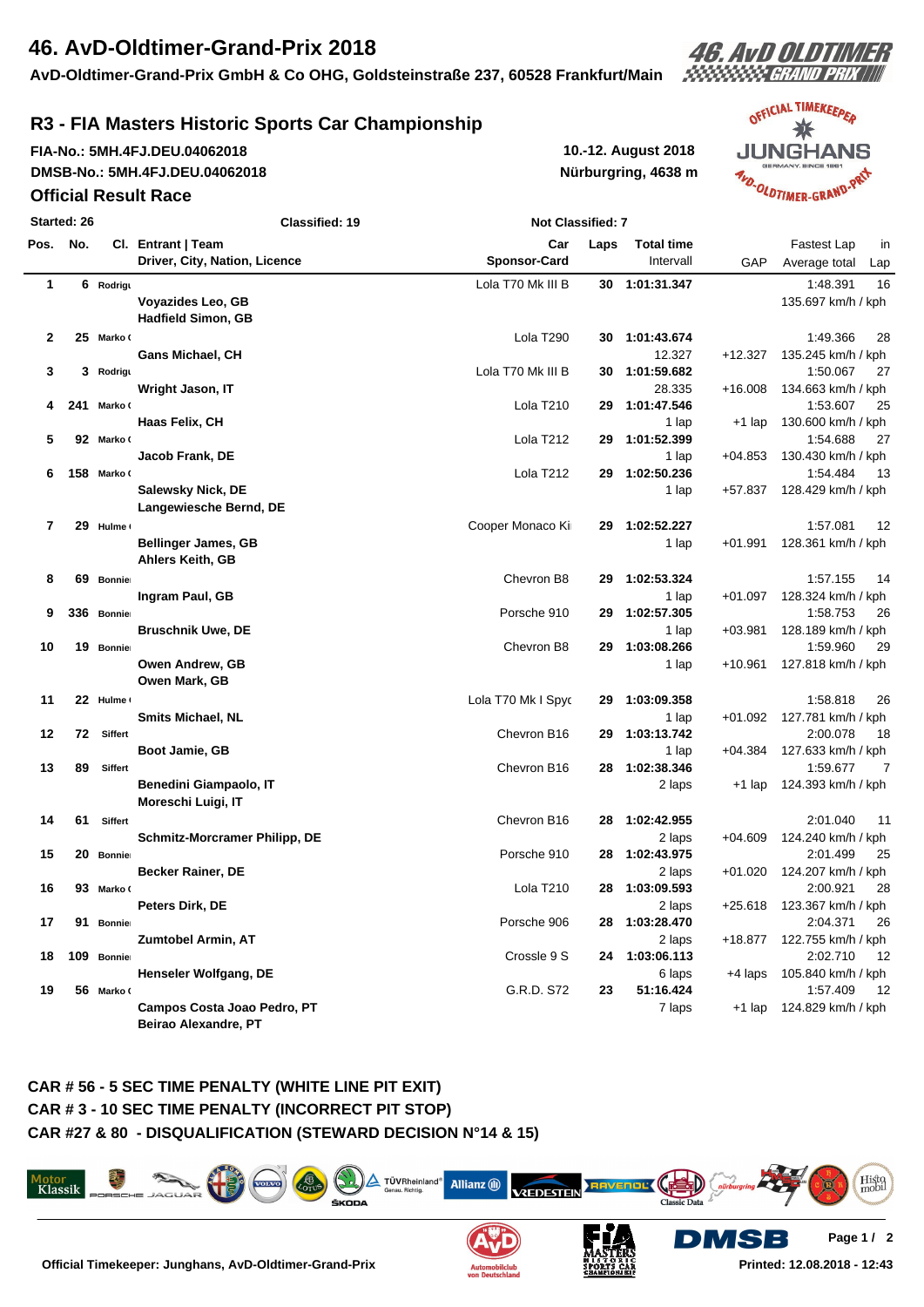# 46. AvD-Oldtimer-Grand-Prix 2018

**AvD-Oldtimer-Grand-Prix GmbH & Co OHG, Goldsteinstraße 237, 60528 Frankfurt/Main**

## R3 - FIA Masters Historic Sports Car Championship

**FIA-No.: 5MH.4FJ.DEU.04062018** — **10.-12. August 2018**
**DMSB-No.: 5MH.4FJ.DEU.04062018** — **Nürburgring, 4638 m**

### Official Result Race

Started: 26 — Classified: 19 — Not Classified: 7

| Pos. | No. | Cl. | Entrant \| Team / Driver, City, Nation, Licence | Car / Sponsor-Card | Laps | Total time / Intervall | GAP | Fastest Lap / Average total | in Lap |
|---|---|---|---|---|---|---|---|---|---|
| 1 | 6 | Rodrigu | Voyazides Leo, GB; Hadfield Simon, GB | Lola T70 Mk III B | 30 | 1:01:31.347 | | 1:48.391 / 135.697 km/h / kph | 16 |
| 2 | 25 | Marko ( | Gans Michael, CH | Lola T290 | 30 | 1:01:43.674 / 12.327 | +12.327 | 1:49.366 / 135.245 km/h / kph | 28 |
| 3 | 3 | Rodrigu | Wright Jason, IT | Lola T70 Mk III B | 30 | 1:01:59.682 / 28.335 | +16.008 | 1:50.067 / 134.663 km/h / kph | 27 |
| 4 | 241 | Marko ( | Haas Felix, CH | Lola T210 | 29 | 1:01:47.546 / 1 lap | +1 lap | 1:53.607 / 130.600 km/h / kph | 25 |
| 5 | 92 | Marko ( | Jacob Frank, DE | Lola T212 | 29 | 1:01:52.399 / 1 lap | +04.853 | 1:54.688 / 130.430 km/h / kph | 27 |
| 6 | 158 | Marko ( | Salewsky Nick, DE; Langewiesche Bernd, DE | Lola T212 | 29 | 1:02:50.236 / 1 lap | +57.837 | 1:54.484 / 128.429 km/h / kph | 13 |
| 7 | 29 | Hulme ( | Bellinger James, GB; Ahlers Keith, GB | Cooper Monaco Ki | 29 | 1:02:52.227 / 1 lap | +01.991 | 1:57.081 / 128.361 km/h / kph | 12 |
| 8 | 69 | Bonnie | Ingram Paul, GB | Chevron B8 | 29 | 1:02:53.324 / 1 lap | +01.097 | 1:57.155 / 128.324 km/h / kph | 14 |
| 9 | 336 | Bonnie | Bruschnik Uwe, DE | Porsche 910 | 29 | 1:02:57.305 / 1 lap | +03.981 | 1:58.753 / 128.189 km/h / kph | 26 |
| 10 | 19 | Bonnie | Owen Andrew, GB; Owen Mark, GB | Chevron B8 | 29 | 1:03:08.266 / 1 lap | +10.961 | 1:59.960 / 127.818 km/h / kph | 29 |
| 11 | 22 | Hulme ( | Smits Michael, NL | Lola T70 Mk I Spyc | 29 | 1:03:09.358 / 1 lap | +01.092 | 1:58.818 / 127.781 km/h / kph | 26 |
| 12 | 72 | Siffert | Boot Jamie, GB | Chevron B16 | 29 | 1:03:13.742 / 1 lap | +04.384 | 2:00.078 / 127.633 km/h / kph | 18 |
| 13 | 89 | Siffert | Benedini Giampaolo, IT; Moreschi Luigi, IT | Chevron B16 | 28 | 1:02:38.346 / 2 laps | +1 lap | 1:59.677 / 124.393 km/h / kph | 7 |
| 14 | 61 | Siffert | Schmitz-Morcramer Philipp, DE | Chevron B16 | 28 | 1:02:42.955 / 2 laps | +04.609 | 2:01.040 / 124.240 km/h / kph | 11 |
| 15 | 20 | Bonnie | Becker Rainer, DE | Porsche 910 | 28 | 1:02:43.975 / 2 laps | +01.020 | 2:01.499 / 124.207 km/h / kph | 25 |
| 16 | 93 | Marko ( | Peters Dirk, DE | Lola T210 | 28 | 1:03:09.593 / 2 laps | +25.618 | 2:00.921 / 123.367 km/h / kph | 28 |
| 17 | 91 | Bonnie | Zumtobel Armin, AT | Porsche 906 | 28 | 1:03:28.470 / 2 laps | +18.877 | 2:04.371 / 122.755 km/h / kph | 26 |
| 18 | 109 | Bonnie | Henseler Wolfgang, DE | Crossle 9 S | 24 | 1:03:06.113 / 6 laps | +4 laps | 2:02.710 / 105.840 km/h / kph | 12 |
| 19 | 56 | Marko ( | Campos Costa Joao Pedro, PT; Beirao Alexandre, PT | G.R.D. S72 | 23 | 51:16.424 / 7 laps | +1 lap | 1:57.409 / 124.829 km/h / kph | 12 |

**CAR # 56 - 5 SEC TIME PENALTY (WHITE LINE PIT EXIT)**
**CAR # 3 - 10 SEC TIME PENALTY (INCORRECT PIT STOP)**
**CAR #27 & 80 - DISQUALIFICATION (STEWARD DECISION N°14 & 15)**

Official Timekeeper: Junghans, AvD-Oldtimer-Grand-Prix

Printed: 12.08.2018 - 12:43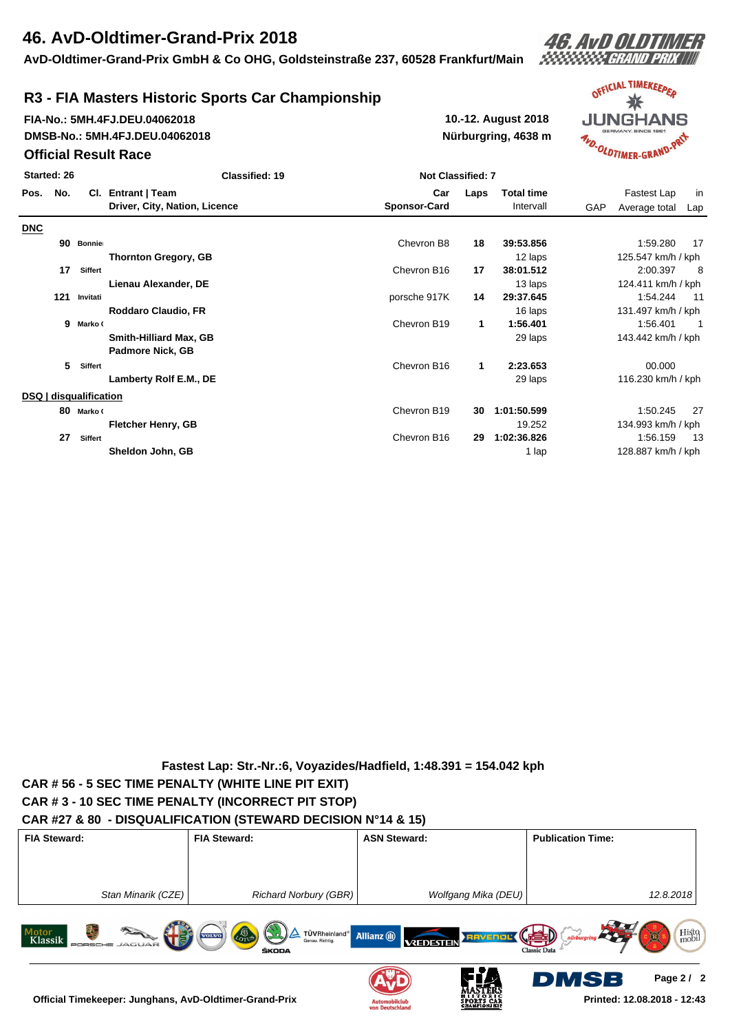# 46. AvD-Oldtimer-Grand-Prix 2018

**AvD-Oldtimer-Grand-Prix GmbH & Co OHG, Goldsteinstraße 237, 60528 Frankfurt/Main**

## R3 - FIA Masters Historic Sports Car Championship

**FIA-No.: 5MH.4FJ.DEU.04062018**
**DMSB-No.: 5MH.4FJ.DEU.04062018**

**10.-12. August 2018**
**Nürburgring, 4638 m**

### Official Result Race

**Started: 26** | **Classified: 19** | **Not Classified: 7**

| Pos. | No. | Cl. | Entrant \| Team / Driver, City, Nation, Licence | Car / Sponsor-Card | Laps | Total time / Intervall | GAP | Fastest Lap / Average total | in Lap |
|---|---|---|---|---|---|---|---|---|---|
| **DNC** | | | | | | | | | |
| | 90 | Bonnie | **Thornton Gregory, GB** | Chevron B8 | 18 | **39:53.856** / 12 laps | | 1:59.280 / 125.547 km/h / kph | 17 |
| | 17 | Siffert | **Lienau Alexander, DE** | Chevron B16 | 17 | **38:01.512** / 13 laps | | 2:00.397 / 124.411 km/h / kph | 8 |
| | 121 | Invitati | **Roddaro Claudio, FR** | porsche 917K | 14 | **29:37.645** / 16 laps | | 1:54.244 / 131.497 km/h / kph | 11 |
| | 9 | Marko ( | **Smith-Hilliard Max, GB** / **Padmore Nick, GB** | Chevron B19 | 1 | **1:56.401** / 29 laps | | 1:56.401 / 143.442 km/h / kph | 1 |
| | 5 | Siffert | **Lamberty Rolf E.M., DE** | Chevron B16 | 1 | **2:23.653** / 29 laps | | 00.000 / 116.230 km/h / kph | |
| **DSQ \| disqualification** | | | | | | | | | |
| | 80 | Marko ( | **Fletcher Henry, GB** | Chevron B19 | 30 | **1:01:50.599** / 19.252 | | 1:50.245 / 134.993 km/h / kph | 27 |
| | 27 | Siffert | **Sheldon John, GB** | Chevron B16 | 29 | **1:02:36.826** / 1 lap | | 1:56.159 / 128.887 km/h / kph | 13 |

**Fastest Lap: Str.-Nr.:6, Voyazides/Hadfield, 1:48.391 = 154.042 kph**

**CAR # 56 - 5 SEC TIME PENALTY (WHITE LINE PIT EXIT)**

**CAR # 3 - 10 SEC TIME PENALTY (INCORRECT PIT STOP)**

**CAR #27 & 80 - DISQUALIFICATION (STEWARD DECISION N°14 & 15)**

| FIA Steward: | FIA Steward: | ASN Steward: | Publication Time: |
|---|---|---|---|
| *Stan Minarik (CZE)* | *Richard Norbury (GBR)* | *Wolfgang Mika (DEU)* | *12.8.2018* |

**Official Timekeeper: Junghans, AvD-Oldtimer-Grand-Prix**

**Printed: 12.08.2018 - 12:43**